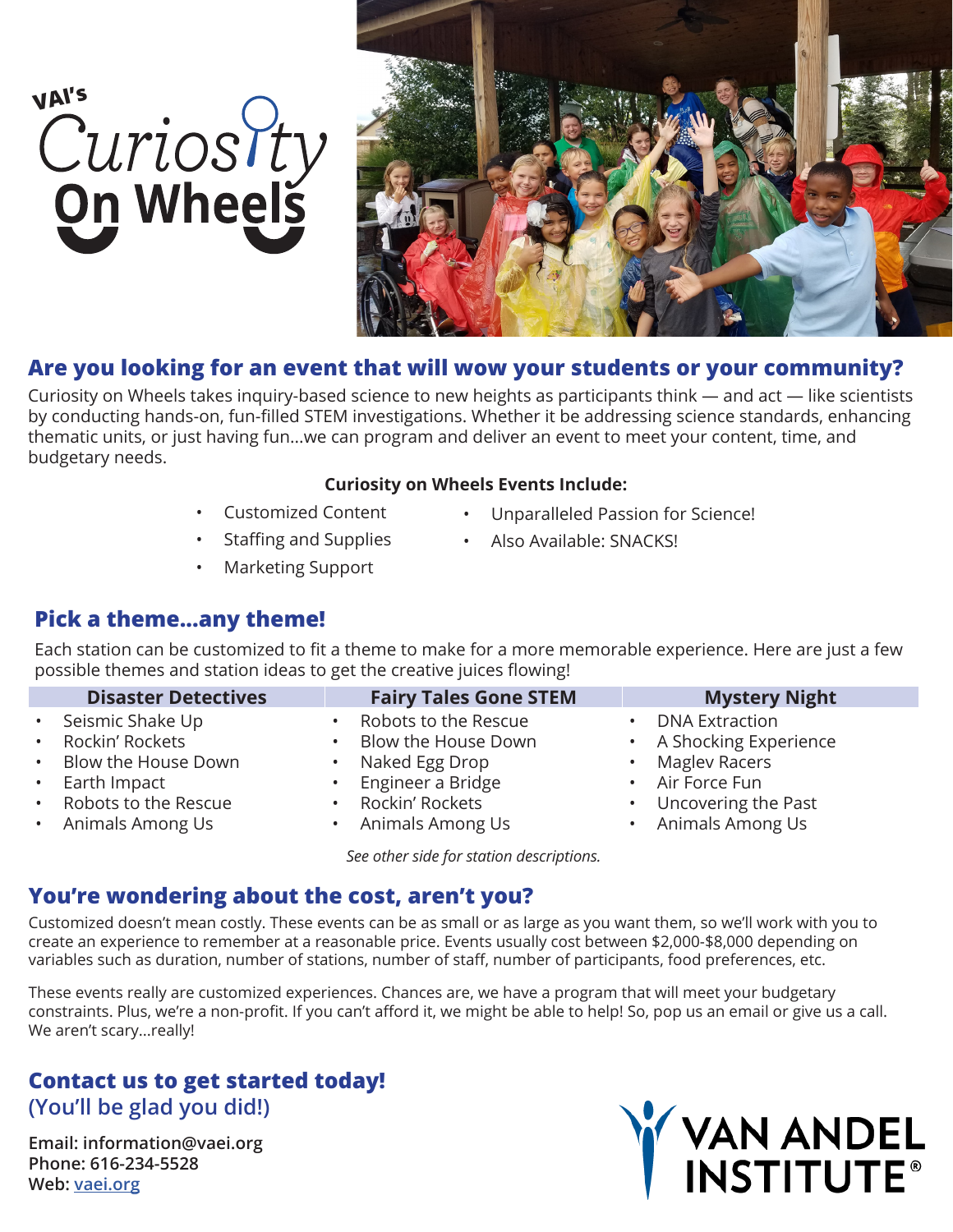# VAI's Curiosity On Wheels

## Are you looking for an event that will wow your students or your community?

Curiosity on Wheels takes inquiry-based science to new heights as participants think — and act — like scientists by conducting hands-on, fun-filled STEM investigations. Whether it be addressing science standards, enhancing thematic units, or just having fun...we can program and deliver an event to meet your content, time, and budgetary needs.

**Curiosity on Wheels Events Include:**

- Customized Content
- Staffing and Supplies
- Marketing Support
- Unparalleled Passion for Science!
- Also Available: SNACKS!

## Pick a theme...any theme!

Each station can be customized to fit a theme to make for a more memorable experience. Here are just a few possible themes and station ideas to get the creative juices flowing!

| Disaster Detectives | Fairy Tales Gone STEM | Mystery Night |
|---|---|---|
| • Seismic Shake Up | • Robots to the Rescue | • DNA Extraction |
| • Rockin' Rockets | • Blow the House Down | • A Shocking Experience |
| • Blow the House Down | • Naked Egg Drop | • Maglev Racers |
| • Earth Impact | • Engineer a Bridge | • Air Force Fun |
| • Robots to the Rescue | • Rockin' Rockets | • Uncovering the Past |
| • Animals Among Us | • Animals Among Us | • Animals Among Us |

*See other side for station descriptions.*

## You're wondering about the cost, aren't you?

Customized doesn't mean costly. These events can be as small or as large as you want them, so we'll work with you to create an experience to remember at a reasonable price. Events usually cost between $2,000-$8,000 depending on variables such as duration, number of stations, number of staff, number of participants, food preferences, etc.

These events really are customized experiences. Chances are, we have a program that will meet your budgetary constraints. Plus, we're a non-profit. If you can't afford it, we might be able to help! So, pop us an email or give us a call. We aren't scary...really!

## Contact us to get started today!
(You'll be glad you did!)

**Email:** information@vaei.org
**Phone:** 616-234-5528
**Web:** [vaei.org](vaei.org)

VAN ANDEL INSTITUTE®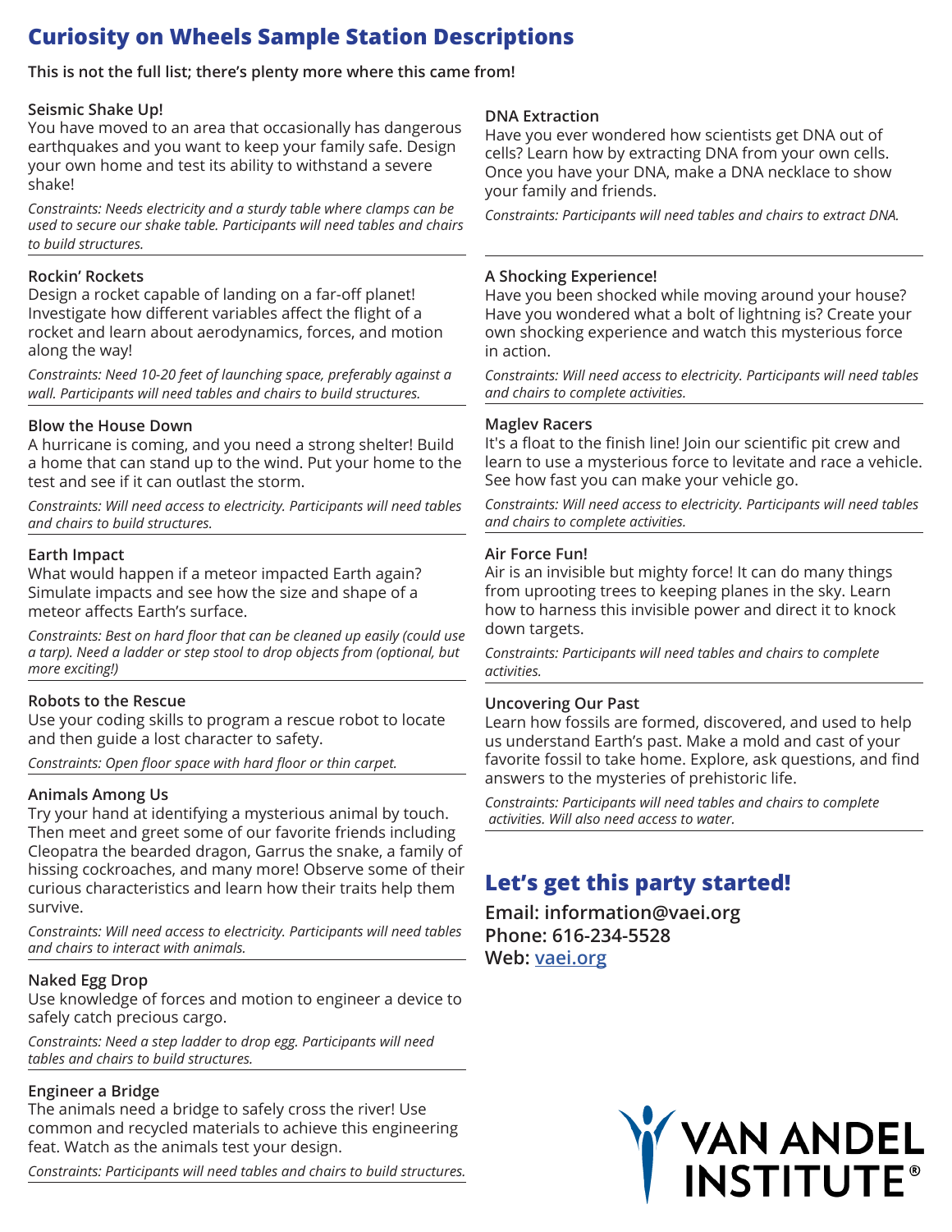# Curiosity on Wheels Sample Station Descriptions

**This is not the full list; there's plenty more where this came from!**

### Seismic Shake Up!

You have moved to an area that occasionally has dangerous earthquakes and you want to keep your family safe. Design your own home and test its ability to withstand a severe shake!

*Constraints: Needs electricity and a sturdy table where clamps can be used to secure our shake table. Participants will need tables and chairs to build structures.*

### Rockin' Rockets

Design a rocket capable of landing on a far-off planet! Investigate how different variables affect the flight of a rocket and learn about aerodynamics, forces, and motion along the way!

*Constraints: Need 10-20 feet of launching space, preferably against a wall. Participants will need tables and chairs to build structures.*

### Blow the House Down

A hurricane is coming, and you need a strong shelter! Build a home that can stand up to the wind. Put your home to the test and see if it can outlast the storm.

*Constraints: Will need access to electricity. Participants will need tables and chairs to build structures.*

### Earth Impact

What would happen if a meteor impacted Earth again? Simulate impacts and see how the size and shape of a meteor affects Earth's surface.

*Constraints: Best on hard floor that can be cleaned up easily (could use a tarp). Need a ladder or step stool to drop objects from (optional, but more exciting!)*

### Robots to the Rescue

Use your coding skills to program a rescue robot to locate and then guide a lost character to safety.

*Constraints: Open floor space with hard floor or thin carpet.*

### Animals Among Us

Try your hand at identifying a mysterious animal by touch. Then meet and greet some of our favorite friends including Cleopatra the bearded dragon, Garrus the snake, a family of hissing cockroaches, and many more! Observe some of their curious characteristics and learn how their traits help them survive.

*Constraints: Will need access to electricity. Participants will need tables and chairs to interact with animals.*

### Naked Egg Drop

Use knowledge of forces and motion to engineer a device to safely catch precious cargo.

*Constraints: Need a step ladder to drop egg. Participants will need tables and chairs to build structures.*

### Engineer a Bridge

The animals need a bridge to safely cross the river! Use common and recycled materials to achieve this engineering feat. Watch as the animals test your design.

*Constraints: Participants will need tables and chairs to build structures.*

### DNA Extraction

Have you ever wondered how scientists get DNA out of cells? Learn how by extracting DNA from your own cells. Once you have your DNA, make a DNA necklace to show your family and friends.

*Constraints: Participants will need tables and chairs to extract DNA.*

### A Shocking Experience!

Have you been shocked while moving around your house? Have you wondered what a bolt of lightning is? Create your own shocking experience and watch this mysterious force in action.

*Constraints: Will need access to electricity. Participants will need tables and chairs to complete activities.*

### Maglev Racers

It's a float to the finish line! Join our scientific pit crew and learn to use a mysterious force to levitate and race a vehicle. See how fast you can make your vehicle go.

*Constraints: Will need access to electricity. Participants will need tables and chairs to complete activities.*

### Air Force Fun!

Air is an invisible but mighty force! It can do many things from uprooting trees to keeping planes in the sky. Learn how to harness this invisible power and direct it to knock down targets.

*Constraints: Participants will need tables and chairs to complete activities.*

### Uncovering Our Past

Learn how fossils are formed, discovered, and used to help us understand Earth's past. Make a mold and cast of your favorite fossil to take home. Explore, ask questions, and find answers to the mysteries of prehistoric life.

*Constraints: Participants will need tables and chairs to complete activities. Will also need access to water.*

## Let's get this party started!

**Email: information@vaei.org**
**Phone: 616-234-5528**
**Web: vaei.org**

VAN ANDEL INSTITUTE®